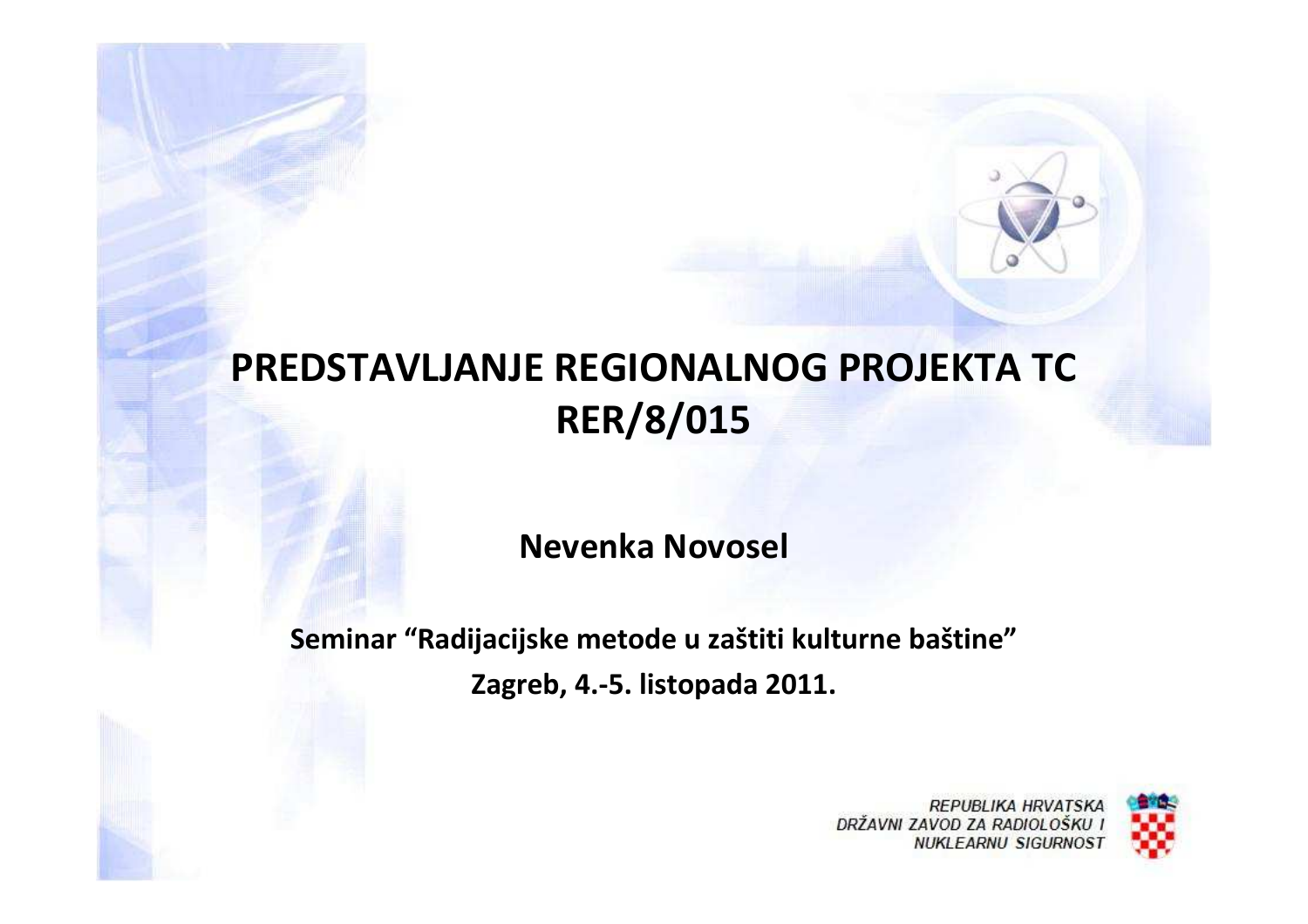# PREDSTAVLJANJE REGIONALNOG PROJEKTA TC RER/8/015

**Nevenka Novosel**

**Seminar "Radijacijske metode u zaštiti kulturne baštine"**

**Zagreb, 4.-5. listopada 2011.**

REPUBLIKA HRVATSKA
DRŽAVNI ZAVOD ZA RADIOLOŠKU I NUKLEARNU SIGURNOST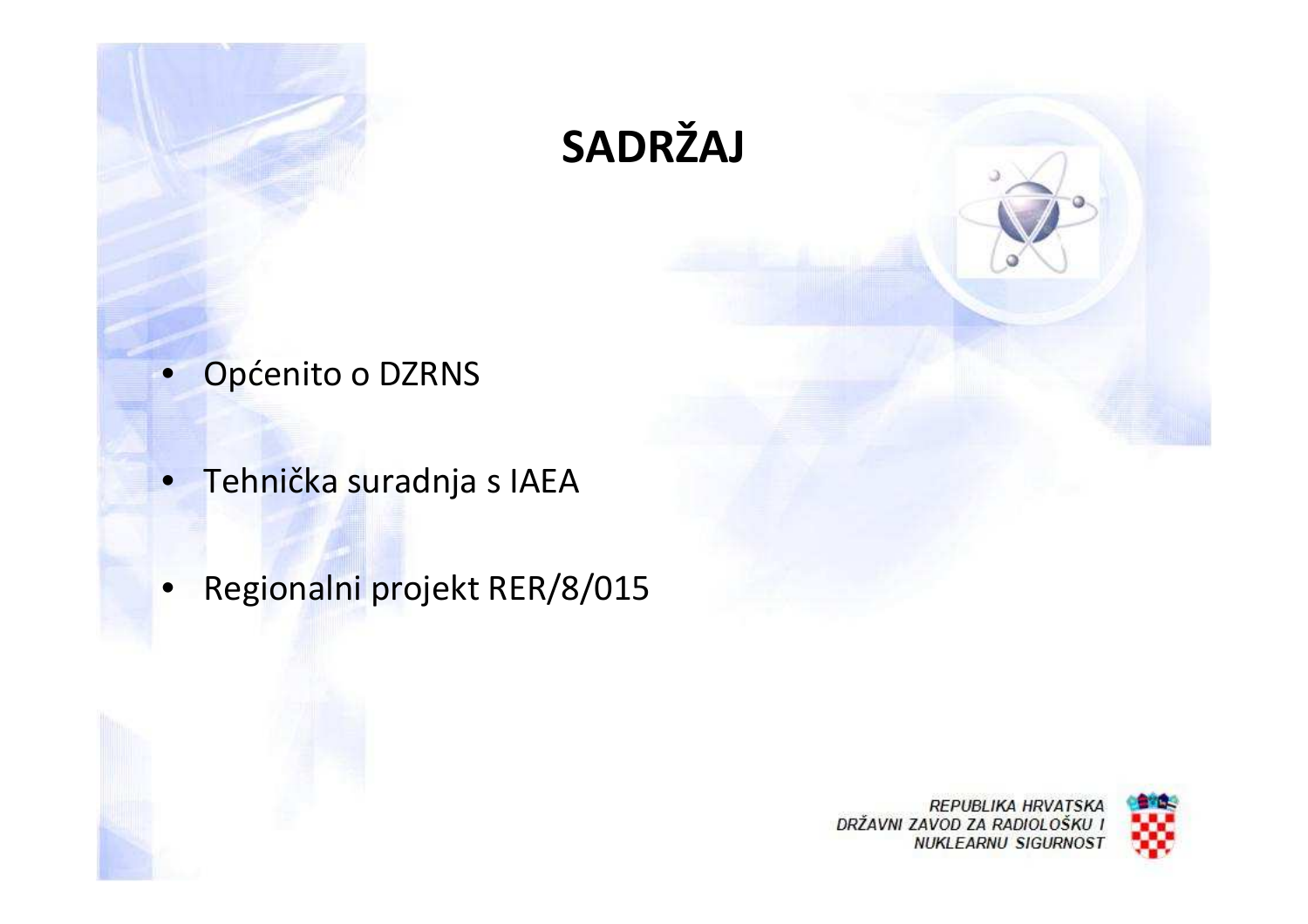# SADRŽAJ

- Općenito o DZRNS
- Tehnička suradnja s IAEA
- Regionalni projekt RER/8/015

REPUBLIKA HRVATSKA
DRŽAVNI ZAVOD ZA RADIOLOŠKU I NUKLEARNU SIGURNOST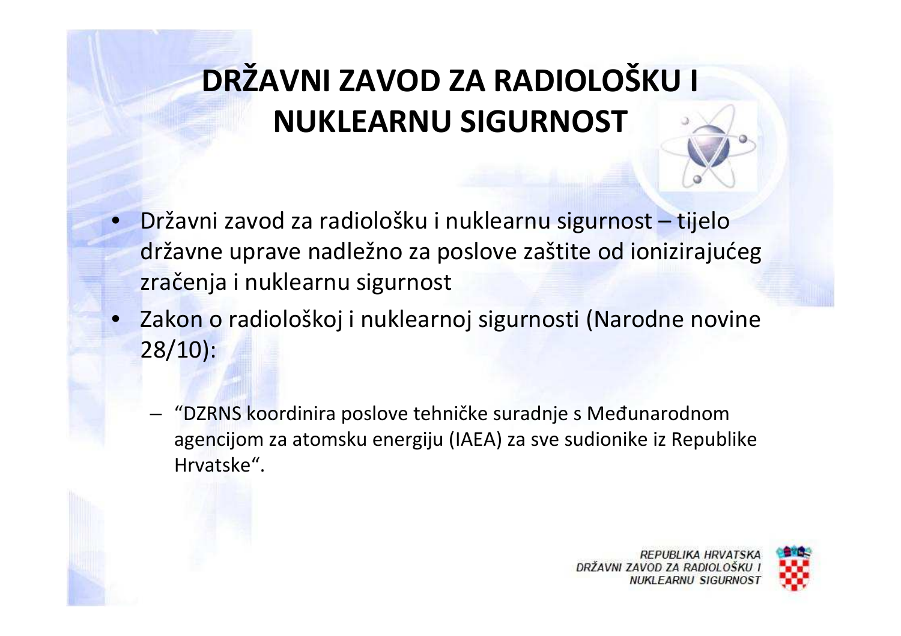# DRŽAVNI ZAVOD ZA RADIOLOŠKU I NUKLEARNU SIGURNOST

- Državni zavod za radiološku i nuklearnu sigurnost – tijelo državne uprave nadležno za poslove zaštite od ionizirajućeg zračenja i nuklearnu sigurnost
- Zakon o radiološkoj i nuklearnoj sigurnosti (Narodne novine 28/10):
  - "DZRNS koordinira poslove tehničke suradnje s Međunarodnom agencijom za atomsku energiju (IAEA) za sve sudionike iz Republike Hrvatske".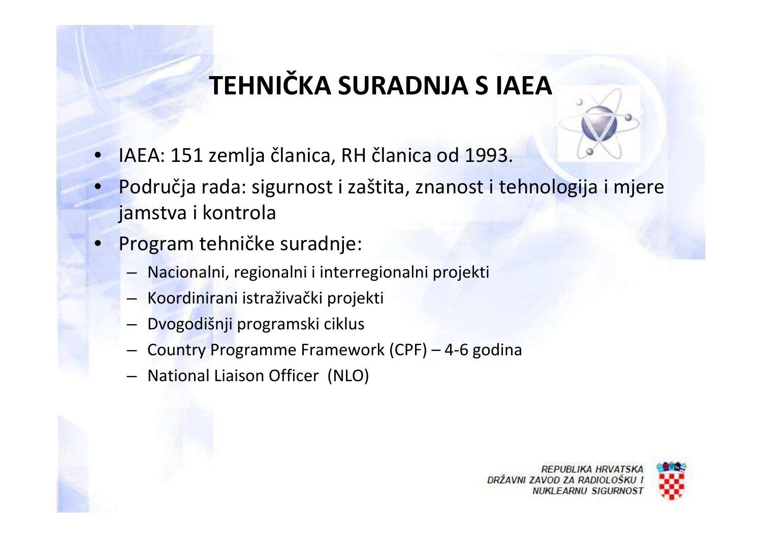# TEHNIČKA SURADNJA S IAEA

- IAEA: 151 zemlja članica, RH članica od 1993.
- Područja rada: sigurnost i zaštita, znanost i tehnologija i mjere jamstva i kontrola
- Program tehničke suradnje:
  - Nacionalni, regionalni i interregionalni projekti
  - Koordinirani istraživački projekti
  - Dvogodišnji programski ciklus
  - Country Programme Framework (CPF) – 4-6 godina
  - National Liaison Officer (NLO)

REPUBLIKA HRVATSKA
DRŽAVNI ZAVOD ZA RADIOLOŠKU I NUKLEARNU SIGURNOST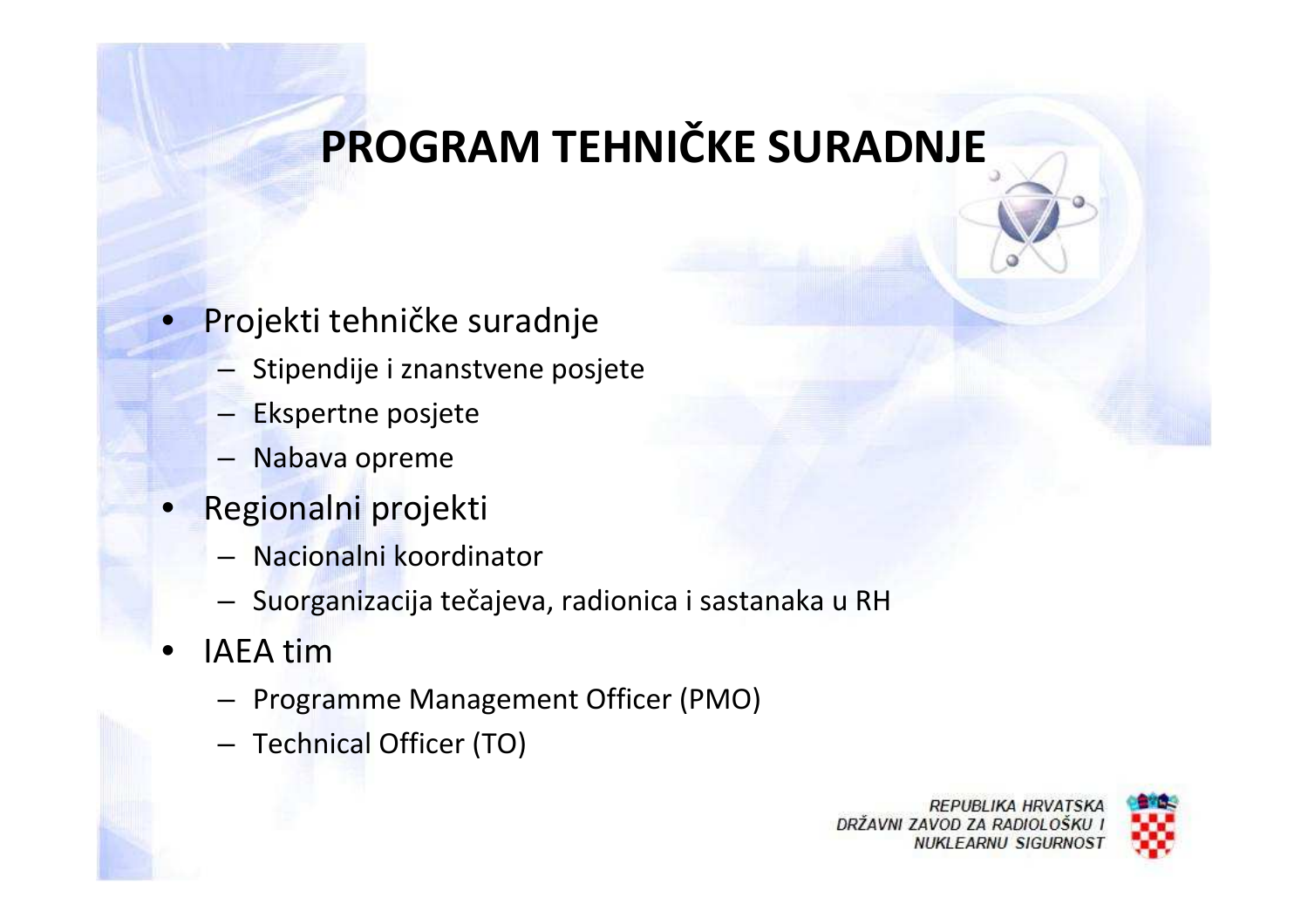# PROGRAM TEHNIČKE SURADNJE

- Projekti tehničke suradnje
  - Stipendije i znanstvene posjete
  - Ekspertne posjete
  - Nabava opreme
- Regionalni projekti
  - Nacionalni koordinator
  - Suorganizacija tečajeva, radionica i sastanaka u RH
- IAEA tim
  - Programme Management Officer (PMO)
  - Technical Officer (TO)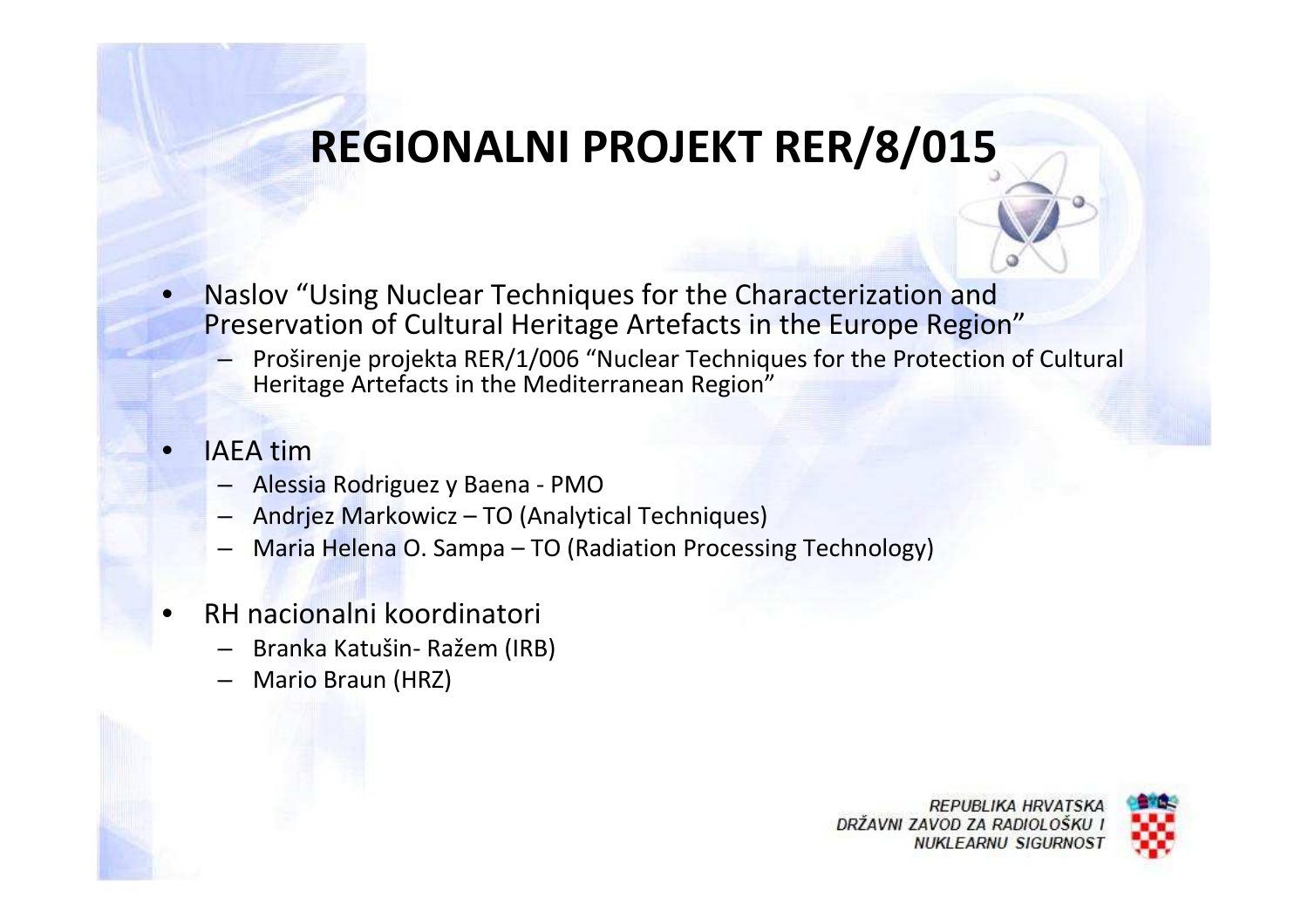# REGIONALNI PROJEKT RER/8/015

- Naslov "Using Nuclear Techniques for the Characterization and Preservation of Cultural Heritage Artefacts in the Europe Region"
  - Proširenje projekta RER/1/006 "Nuclear Techniques for the Protection of Cultural Heritage Artefacts in the Mediterranean Region"
- IAEA tim
  - Alessia Rodriguez y Baena - PMO
  - Andrjez Markowicz – TO (Analytical Techniques)
  - Maria Helena O. Sampa – TO (Radiation Processing Technology)
- RH nacionalni koordinatori
  - Branka Katušin- Ražem (IRB)
  - Mario Braun (HRZ)

REPUBLIKA HRVATSKA
DRŽAVNI ZAVOD ZA RADIOLOŠKU I NUKLEARNU SIGURNOST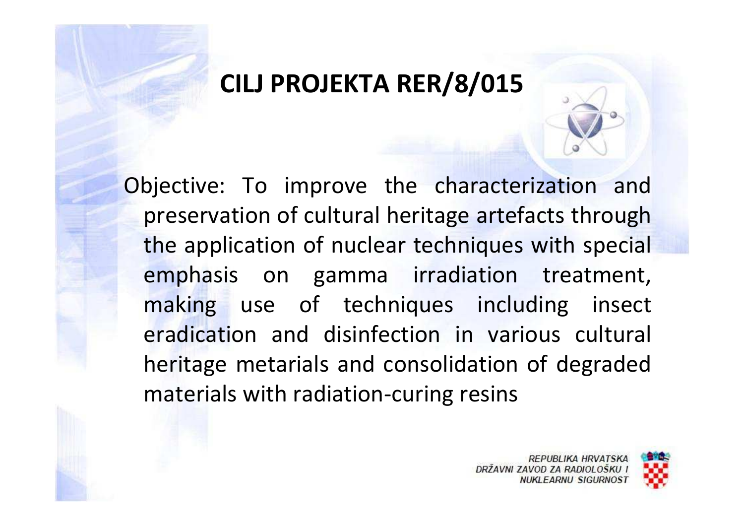# CILJ PROJEKTA RER/8/015

Objective: To improve the characterization and preservation of cultural heritage artefacts through the application of nuclear techniques with special emphasis on gamma irradiation treatment, making use of techniques including insect eradication and disinfection in various cultural heritage metarials and consolidation of degraded materials with radiation-curing resins

REPUBLIKA HRVATSKA
DRŽAVNI ZAVOD ZA RADIOLOŠKU I
NUKLEARNU SIGURNOST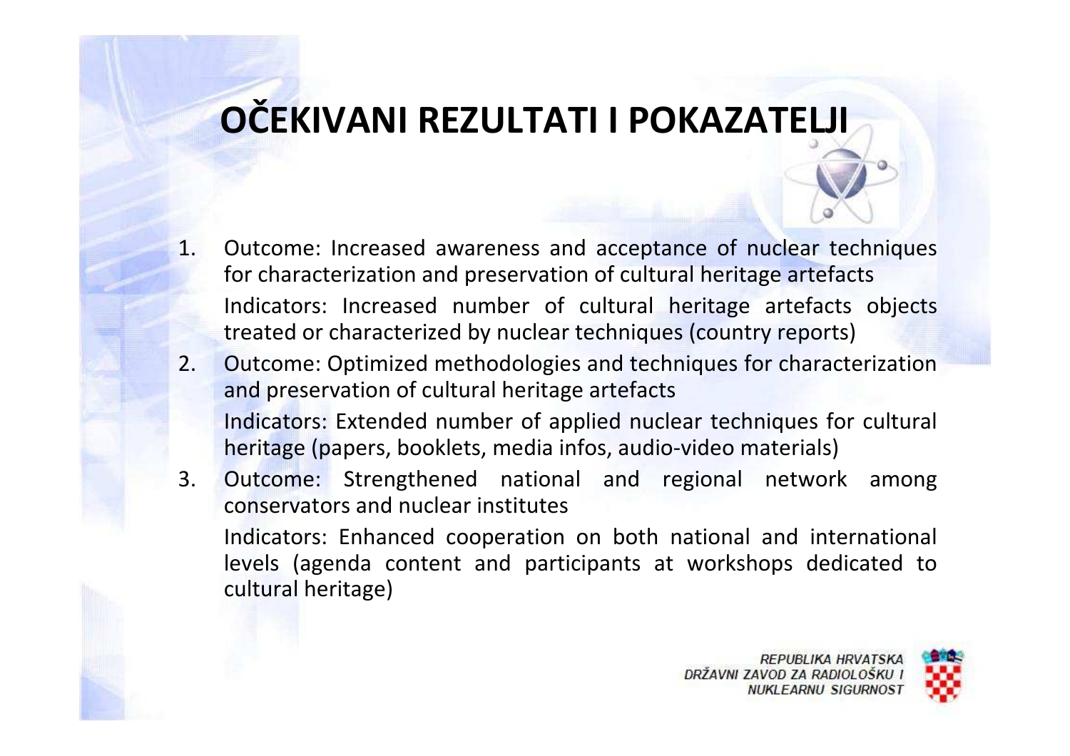# OČEKIVANI REZULTATI I POKAZATELJI

1. Outcome: Increased awareness and acceptance of nuclear techniques for characterization and preservation of cultural heritage artefacts

   Indicators: Increased number of cultural heritage artefacts objects treated or characterized by nuclear techniques (country reports)

2. Outcome: Optimized methodologies and techniques for characterization and preservation of cultural heritage artefacts

   Indicators: Extended number of applied nuclear techniques for cultural heritage (papers, booklets, media infos, audio-video materials)

3. Outcome: Strengthened national and regional network among conservators and nuclear institutes

   Indicators: Enhanced cooperation on both national and international levels (agenda content and participants at workshops dedicated to cultural heritage)

*REPUBLIKA HRVATSKA*
*DRŽAVNI ZAVOD ZA RADIOLOŠKU I NUKLEARNU SIGURNOST*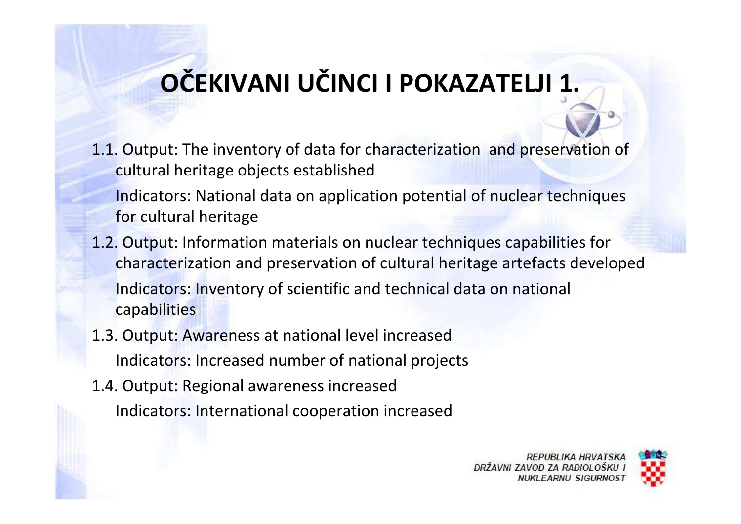# OČEKIVANI UČINCI I POKAZATELJI 1.

1.1. Output: The inventory of data for characterization and preservation of cultural heritage objects established

Indicators: National data on application potential of nuclear techniques for cultural heritage

1.2. Output: Information materials on nuclear techniques capabilities for characterization and preservation of cultural heritage artefacts developed

Indicators: Inventory of scientific and technical data on national capabilities

1.3. Output: Awareness at national level increased

Indicators: Increased number of national projects

1.4. Output: Regional awareness increased

Indicators: International cooperation increased

REPUBLIKA HRVATSKA
DRŽAVNI ZAVOD ZA RADIOLOŠKU I NUKLEARNU SIGURNOST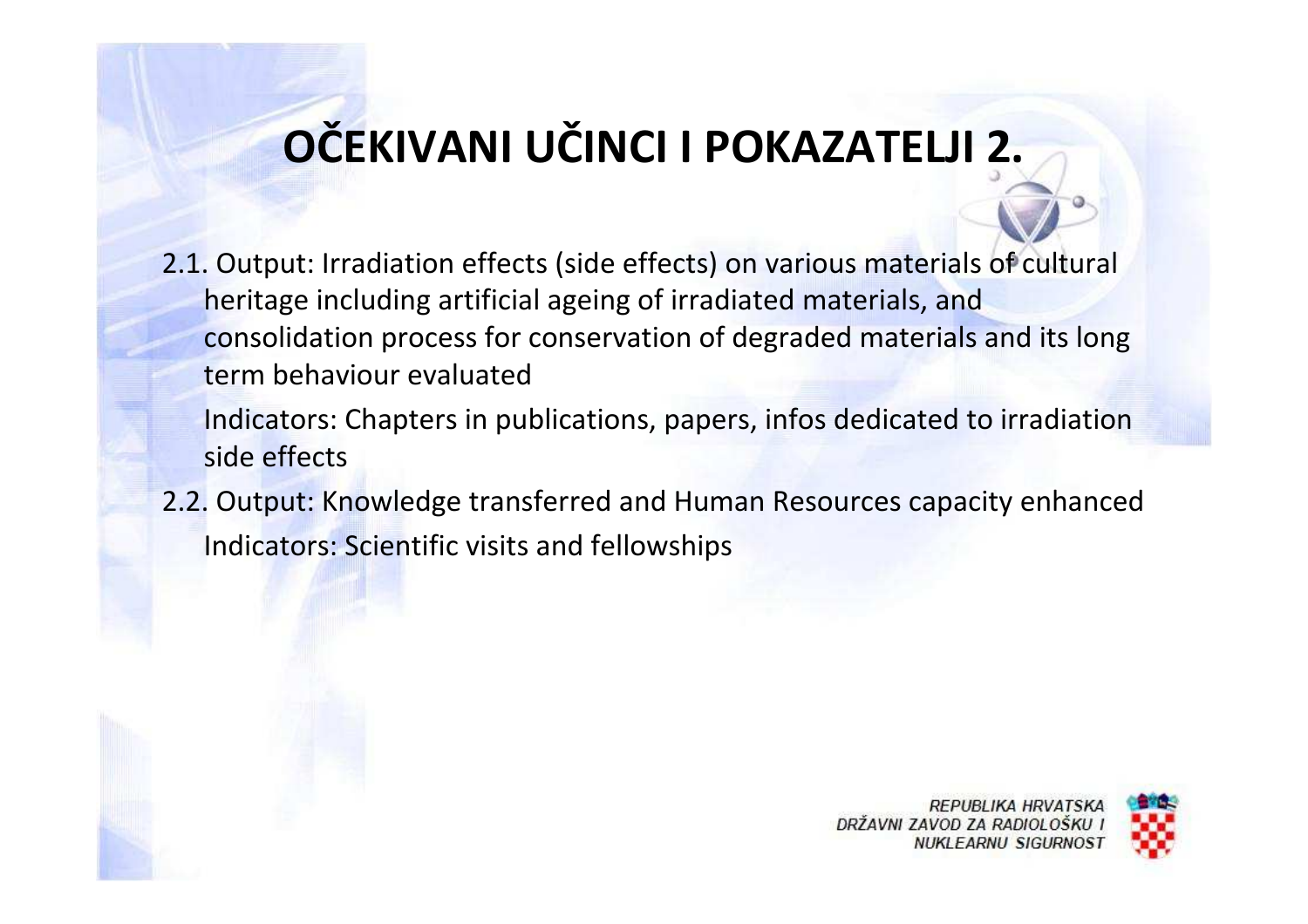# OČEKIVANI UČINCI I POKAZATELJI 2.

2.1. Output: Irradiation effects (side effects) on various materials of cultural heritage including artificial ageing of irradiated materials, and consolidation process for conservation of degraded materials and its long term behaviour evaluated

Indicators: Chapters in publications, papers, infos dedicated to irradiation side effects

2.2. Output: Knowledge transferred and Human Resources capacity enhanced

Indicators: Scientific visits and fellowships

REPUBLIKA HRVATSKA
DRŽAVNI ZAVOD ZA RADIOLOŠKU I
NUKLEARNU SIGURNOST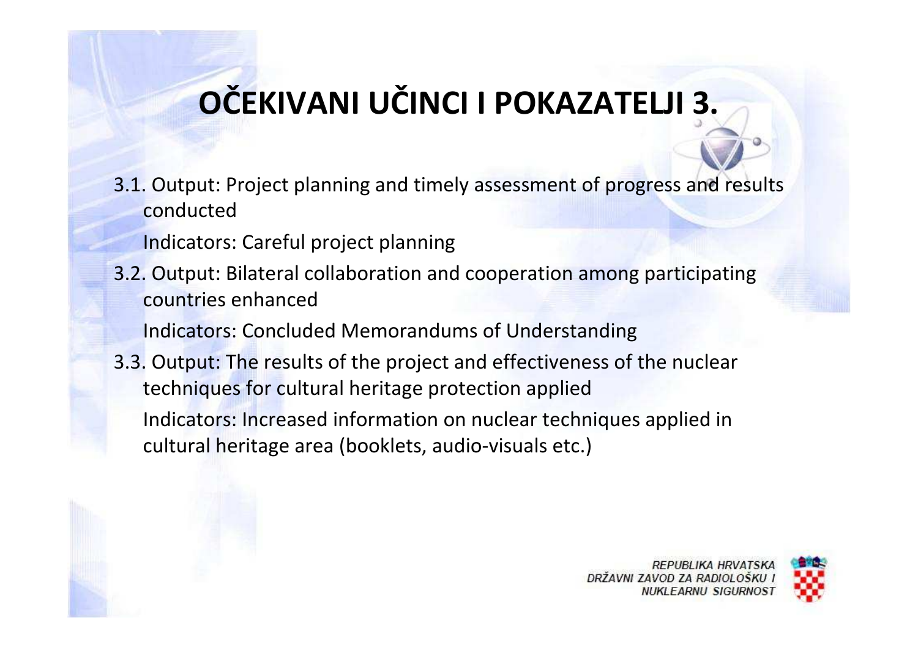# OČEKIVANI UČINCI I POKAZATELJI 3.

3.1. Output: Project planning and timely assessment of progress and results conducted

Indicators: Careful project planning

3.2. Output: Bilateral collaboration and cooperation among participating countries enhanced

Indicators: Concluded Memorandums of Understanding

3.3. Output: The results of the project and effectiveness of the nuclear techniques for cultural heritage protection applied

Indicators: Increased information on nuclear techniques applied in cultural heritage area (booklets, audio-visuals etc.)

REPUBLIKA HRVATSKA
DRŽAVNI ZAVOD ZA RADIOLOŠKU I
NUKLEARNU SIGURNOST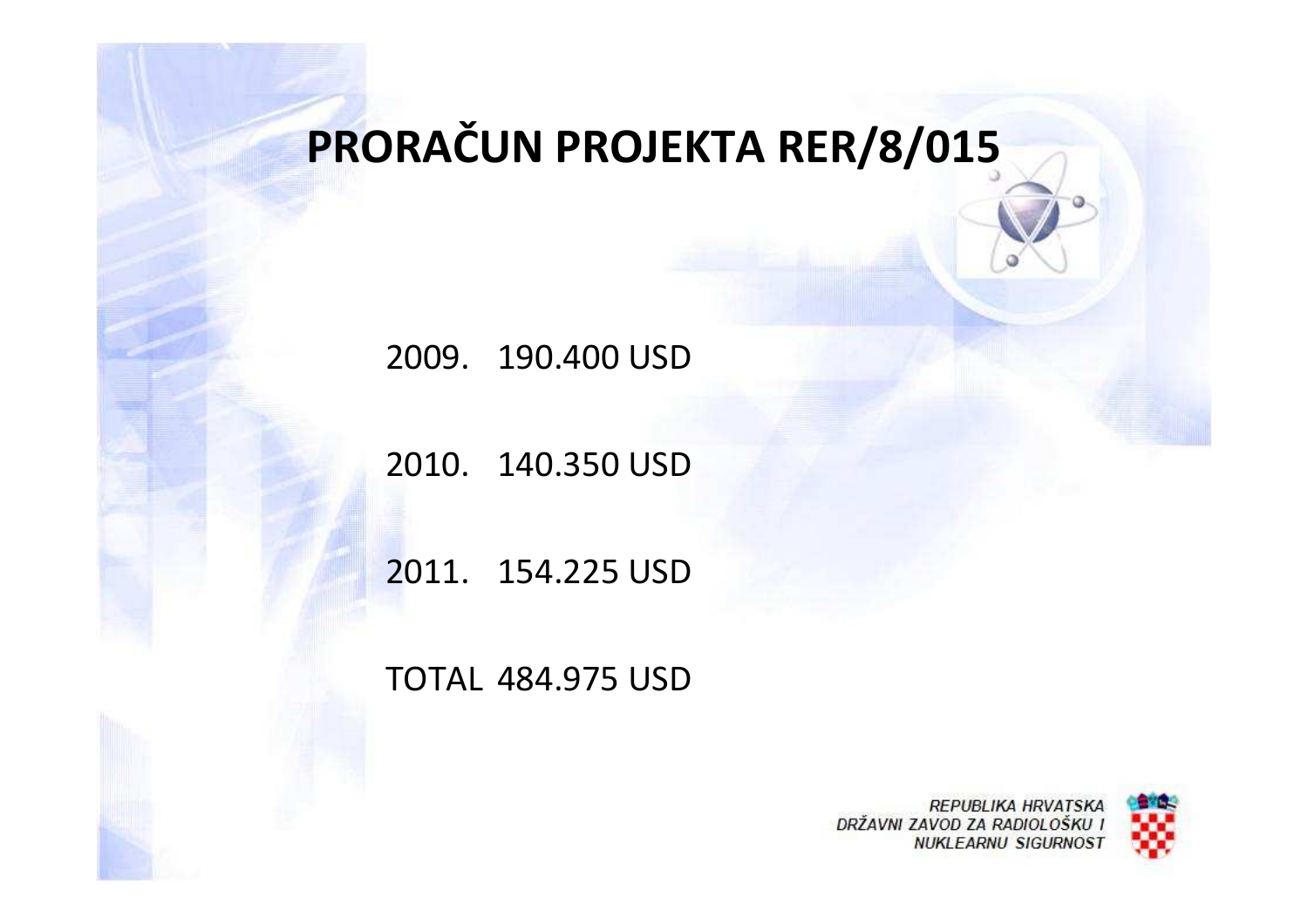# PRORAČUN PROJEKTA RER/8/015

2009. 190.400 USD

2010. 140.350 USD

2011. 154.225 USD

TOTAL 484.975 USD

REPUBLIKA HRVATSKA
DRŽAVNI ZAVOD ZA RADIOLOŠKU I
NUKLEARNU SIGURNOST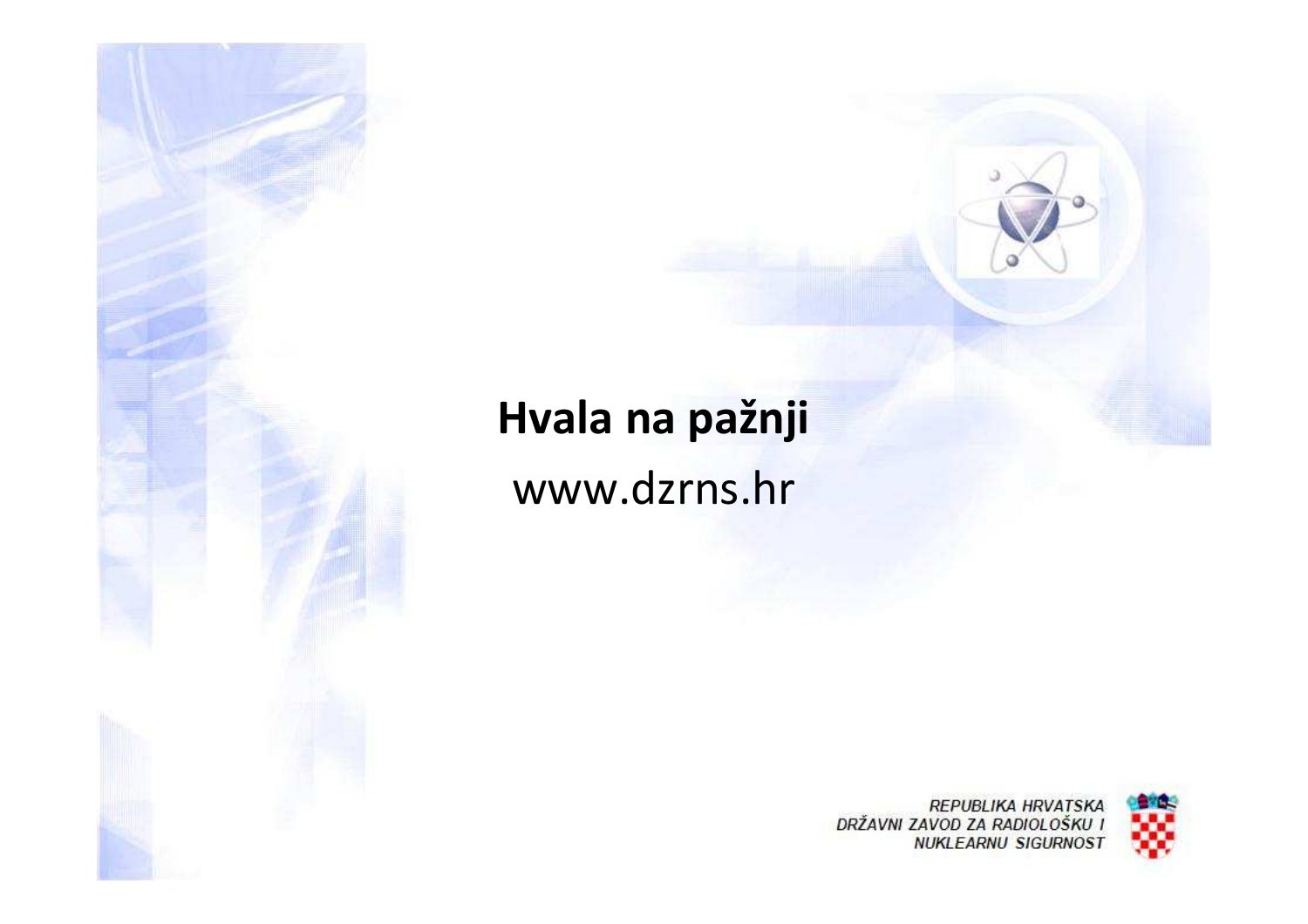**Hvala na pažnji**

www.dzrns.hr

REPUBLIKA HRVATSKA
DRŽAVNI ZAVOD ZA RADIOLOŠKU I
NUKLEARNU SIGURNOST